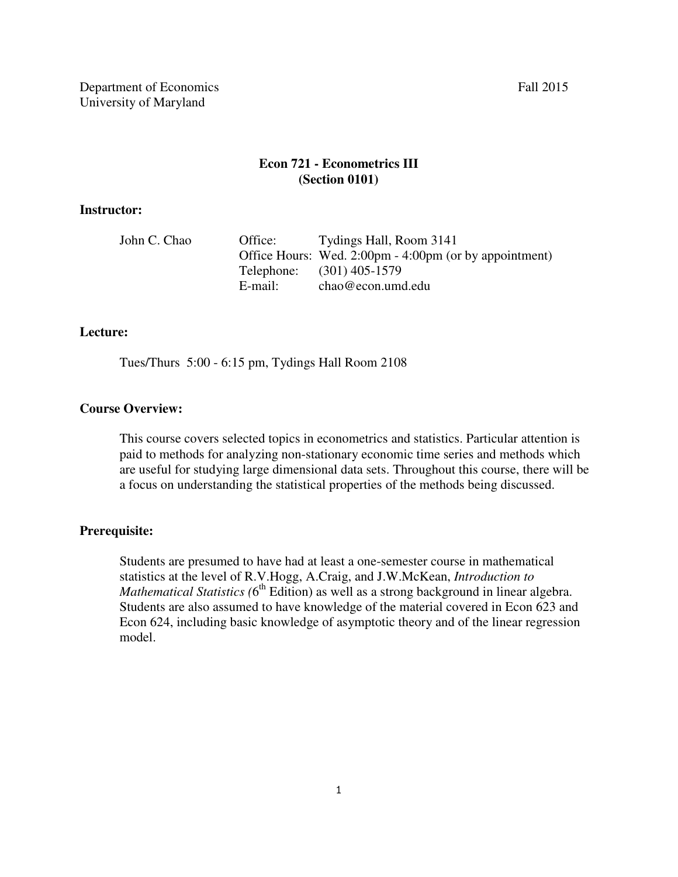Department of Economics Fall 2015
University of Maryland

# Econ 721 - Econometrics III
## (Section 0101)

### Instructor:

John C. Chao

| | |
|---|---|
| Office: | Tydings Hall, Room 3141 |
| Office Hours: | Wed. 2:00pm - 4:00pm (or by appointment) |
| Telephone: | (301) 405-1579 |
| E-mail: | chao@econ.umd.edu |

### Lecture:

Tues/Thurs 5:00 - 6:15 pm, Tydings Hall Room 2108

### Course Overview:

This course covers selected topics in econometrics and statistics. Particular attention is paid to methods for analyzing non-stationary economic time series and methods which are useful for studying large dimensional data sets. Throughout this course, there will be a focus on understanding the statistical properties of the methods being discussed.

### Prerequisite:

Students are presumed to have had at least a one-semester course in mathematical statistics at the level of R.V.Hogg, A.Craig, and J.W.McKean, *Introduction to Mathematical Statistics* (6th Edition) as well as a strong background in linear algebra. Students are also assumed to have knowledge of the material covered in Econ 623 and Econ 624, including basic knowledge of asymptotic theory and of the linear regression model.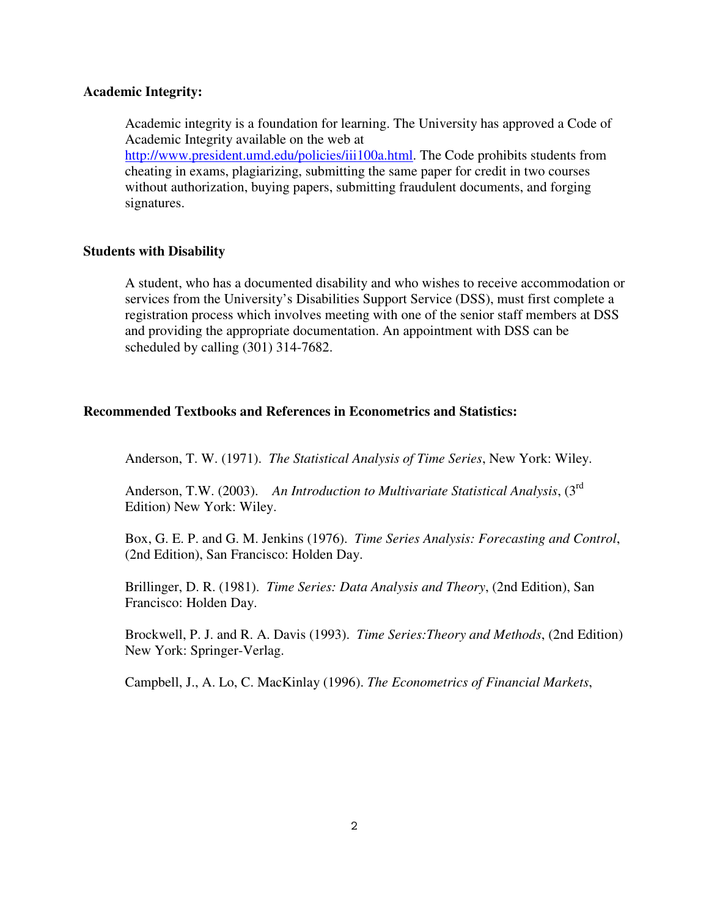**Academic Integrity:**

Academic integrity is a foundation for learning. The University has approved a Code of Academic Integrity available on the web at http://www.president.umd.edu/policies/iii100a.html. The Code prohibits students from cheating in exams, plagiarizing, submitting the same paper for credit in two courses without authorization, buying papers, submitting fraudulent documents, and forging signatures.

**Students with Disability**

A student, who has a documented disability and who wishes to receive accommodation or services from the University's Disabilities Support Service (DSS), must first complete a registration process which involves meeting with one of the senior staff members at DSS and providing the appropriate documentation. An appointment with DSS can be scheduled by calling (301) 314-7682.

**Recommended Textbooks and References in Econometrics and Statistics:**

Anderson, T. W. (1971). *The Statistical Analysis of Time Series*, New York: Wiley.

Anderson, T.W. (2003). *An Introduction to Multivariate Statistical Analysis*, (3rd Edition) New York: Wiley.

Box, G. E. P. and G. M. Jenkins (1976). *Time Series Analysis: Forecasting and Control*, (2nd Edition), San Francisco: Holden Day.

Brillinger, D. R. (1981). *Time Series: Data Analysis and Theory*, (2nd Edition), San Francisco: Holden Day.

Brockwell, P. J. and R. A. Davis (1993). *Time Series:Theory and Methods*, (2nd Edition) New York: Springer-Verlag.

Campbell, J., A. Lo, C. MacKinlay (1996). *The Econometrics of Financial Markets*,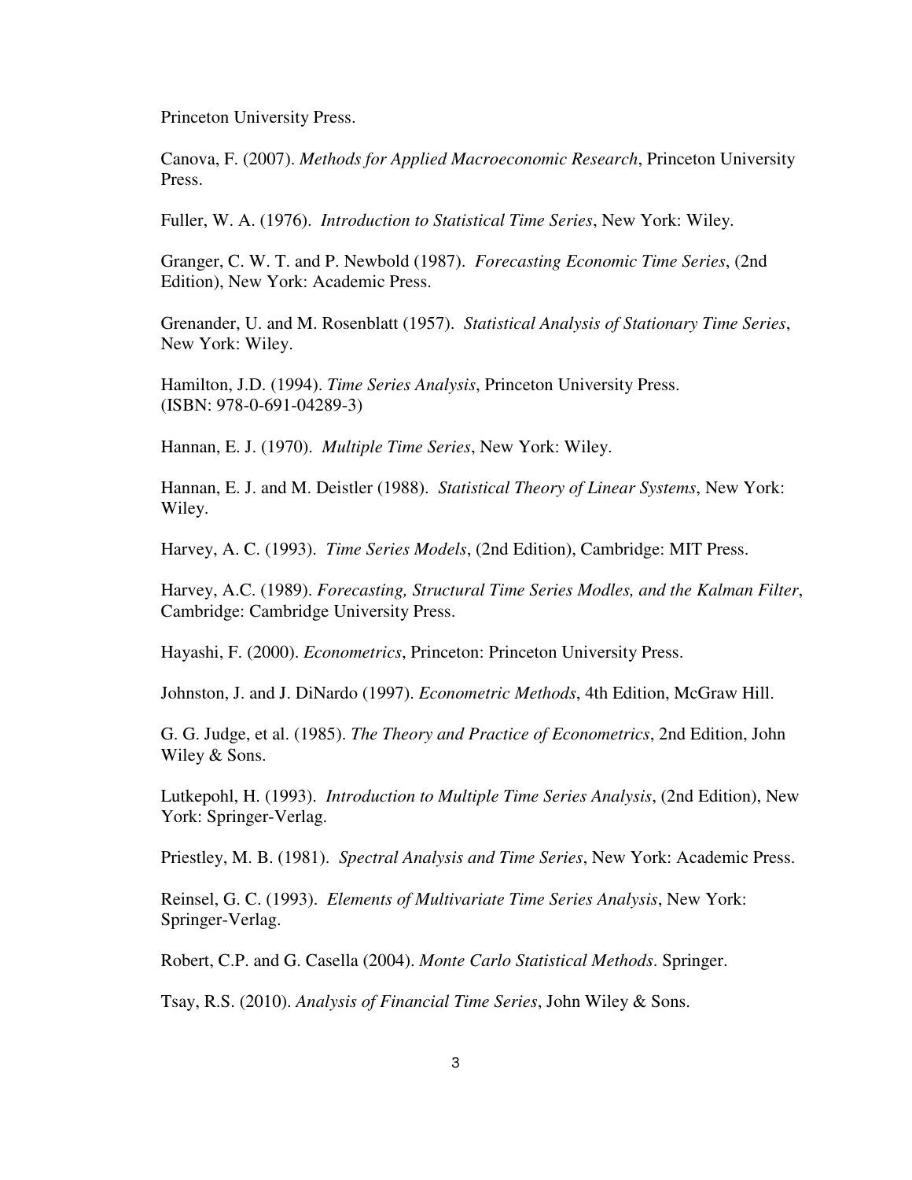Princeton University Press.

Canova, F. (2007). *Methods for Applied Macroeconomic Research*, Princeton University Press.

Fuller, W. A. (1976). *Introduction to Statistical Time Series*, New York: Wiley.

Granger, C. W. T. and P. Newbold (1987). *Forecasting Economic Time Series*, (2nd Edition), New York: Academic Press.

Grenander, U. and M. Rosenblatt (1957). *Statistical Analysis of Stationary Time Series*, New York: Wiley.

Hamilton, J.D. (1994). *Time Series Analysis*, Princeton University Press. (ISBN: 978-0-691-04289-3)

Hannan, E. J. (1970). *Multiple Time Series*, New York: Wiley.

Hannan, E. J. and M. Deistler (1988). *Statistical Theory of Linear Systems*, New York: Wiley.

Harvey, A. C. (1993). *Time Series Models*, (2nd Edition), Cambridge: MIT Press.

Harvey, A.C. (1989). *Forecasting, Structural Time Series Modles, and the Kalman Filter*, Cambridge: Cambridge University Press.

Hayashi, F. (2000). *Econometrics*, Princeton: Princeton University Press.

Johnston, J. and J. DiNardo (1997). *Econometric Methods*, 4th Edition, McGraw Hill.

G. G. Judge, et al. (1985). *The Theory and Practice of Econometrics*, 2nd Edition, John Wiley & Sons.

Lutkepohl, H. (1993). *Introduction to Multiple Time Series Analysis*, (2nd Edition), New York: Springer-Verlag.

Priestley, M. B. (1981). *Spectral Analysis and Time Series*, New York: Academic Press.

Reinsel, G. C. (1993). *Elements of Multivariate Time Series Analysis*, New York: Springer-Verlag.

Robert, C.P. and G. Casella (2004). *Monte Carlo Statistical Methods*. Springer.

Tsay, R.S. (2010). *Analysis of Financial Time Series*, John Wiley & Sons.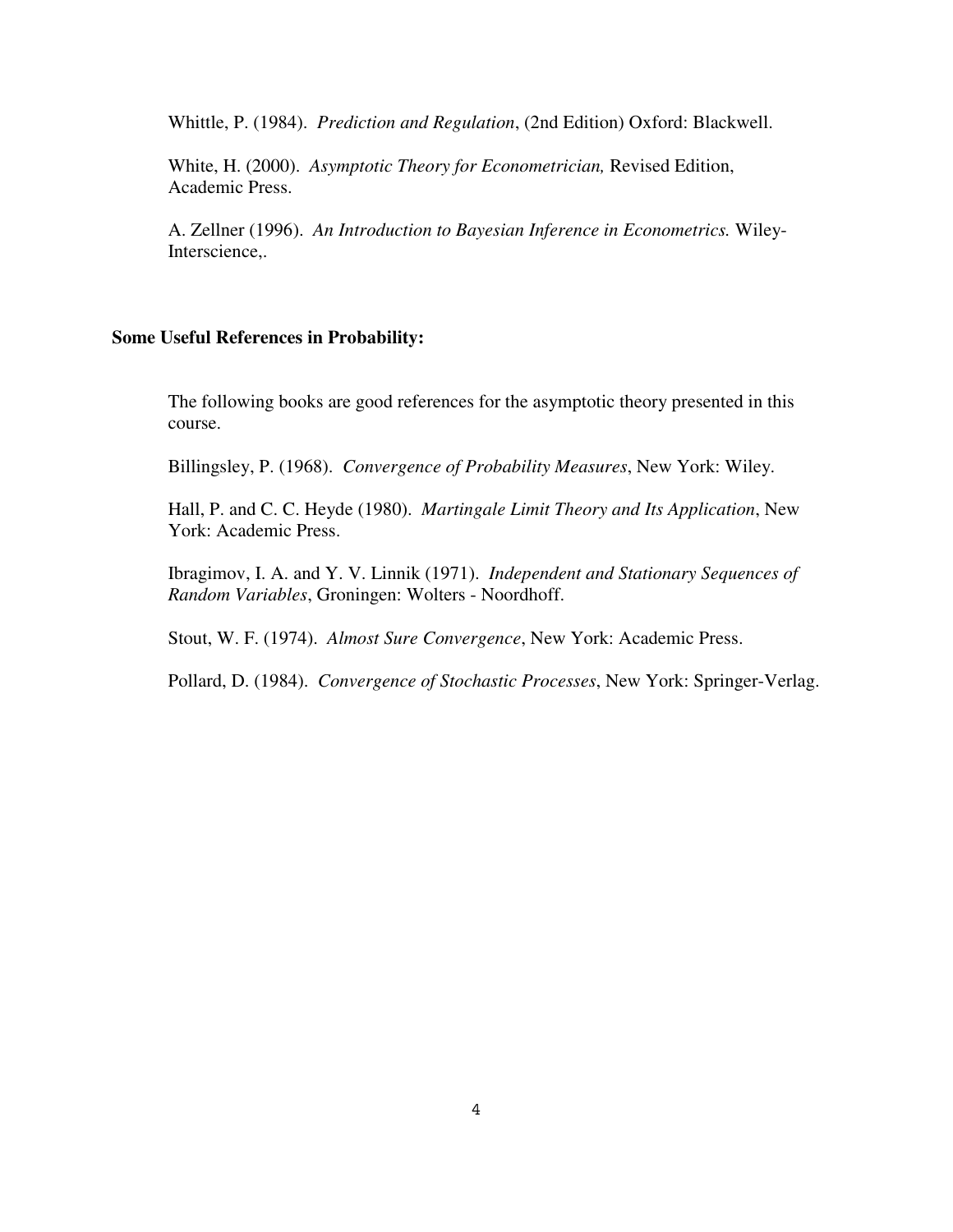Whittle, P. (1984). *Prediction and Regulation*, (2nd Edition) Oxford: Blackwell.

White, H. (2000). *Asymptotic Theory for Econometrician,* Revised Edition, Academic Press.

A. Zellner (1996). *An Introduction to Bayesian Inference in Econometrics.* Wiley-Interscience,.

**Some Useful References in Probability:**

The following books are good references for the asymptotic theory presented in this course.

Billingsley, P. (1968). *Convergence of Probability Measures*, New York: Wiley.

Hall, P. and C. C. Heyde (1980). *Martingale Limit Theory and Its Application*, New York: Academic Press.

Ibragimov, I. A. and Y. V. Linnik (1971). *Independent and Stationary Sequences of Random Variables*, Groningen: Wolters - Noordhoff.

Stout, W. F. (1974). *Almost Sure Convergence*, New York: Academic Press.

Pollard, D. (1984). *Convergence of Stochastic Processes*, New York: Springer-Verlag.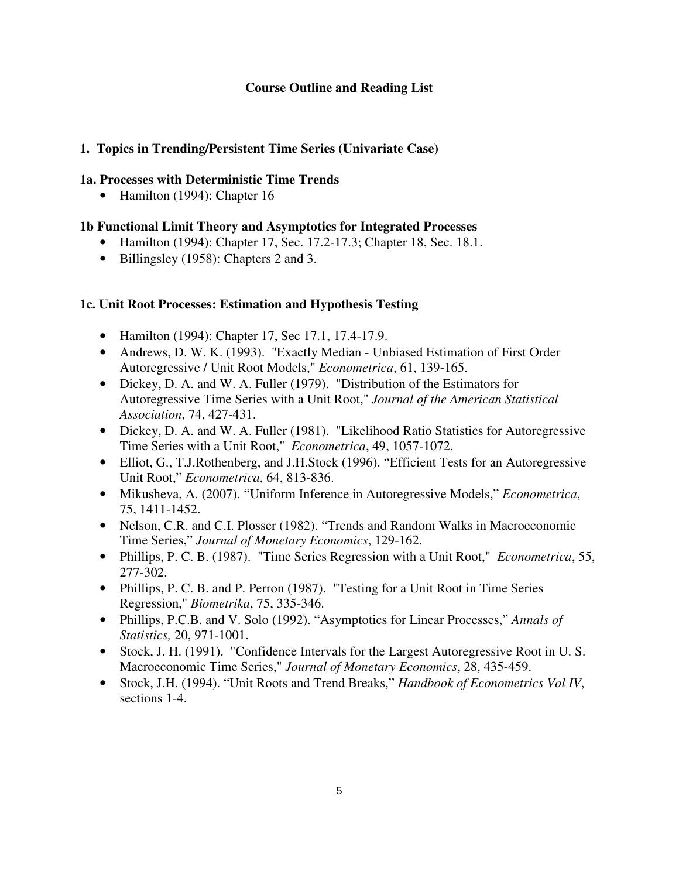# Course Outline and Reading List

## 1. Topics in Trending/Persistent Time Series (Univariate Case)

### 1a. Processes with Deterministic Time Trends

- Hamilton (1994): Chapter 16

### 1b Functional Limit Theory and Asymptotics for Integrated Processes

- Hamilton (1994): Chapter 17, Sec. 17.2-17.3; Chapter 18, Sec. 18.1.
- Billingsley (1958): Chapters 2 and 3.

### 1c. Unit Root Processes: Estimation and Hypothesis Testing

- Hamilton (1994): Chapter 17, Sec 17.1, 17.4-17.9.
- Andrews, D. W. K. (1993). "Exactly Median - Unbiased Estimation of First Order Autoregressive / Unit Root Models," *Econometrica*, 61, 139-165.
- Dickey, D. A. and W. A. Fuller (1979). "Distribution of the Estimators for Autoregressive Time Series with a Unit Root," *Journal of the American Statistical Association*, 74, 427-431.
- Dickey, D. A. and W. A. Fuller (1981). "Likelihood Ratio Statistics for Autoregressive Time Series with a Unit Root," *Econometrica*, 49, 1057-1072.
- Elliot, G., T.J.Rothenberg, and J.H.Stock (1996). "Efficient Tests for an Autoregressive Unit Root," *Econometrica*, 64, 813-836.
- Mikusheva, A. (2007). "Uniform Inference in Autoregressive Models," *Econometrica*, 75, 1411-1452.
- Nelson, C.R. and C.I. Plosser (1982). "Trends and Random Walks in Macroeconomic Time Series," *Journal of Monetary Economics*, 129-162.
- Phillips, P. C. B. (1987). "Time Series Regression with a Unit Root," *Econometrica*, 55, 277-302.
- Phillips, P. C. B. and P. Perron (1987). "Testing for a Unit Root in Time Series Regression," *Biometrika*, 75, 335-346.
- Phillips, P.C.B. and V. Solo (1992). "Asymptotics for Linear Processes," *Annals of Statistics,* 20, 971-1001.
- Stock, J. H. (1991). "Confidence Intervals for the Largest Autoregressive Root in U. S. Macroeconomic Time Series," *Journal of Monetary Economics*, 28, 435-459.
- Stock, J.H. (1994). "Unit Roots and Trend Breaks," *Handbook of Econometrics Vol IV*, sections 1-4.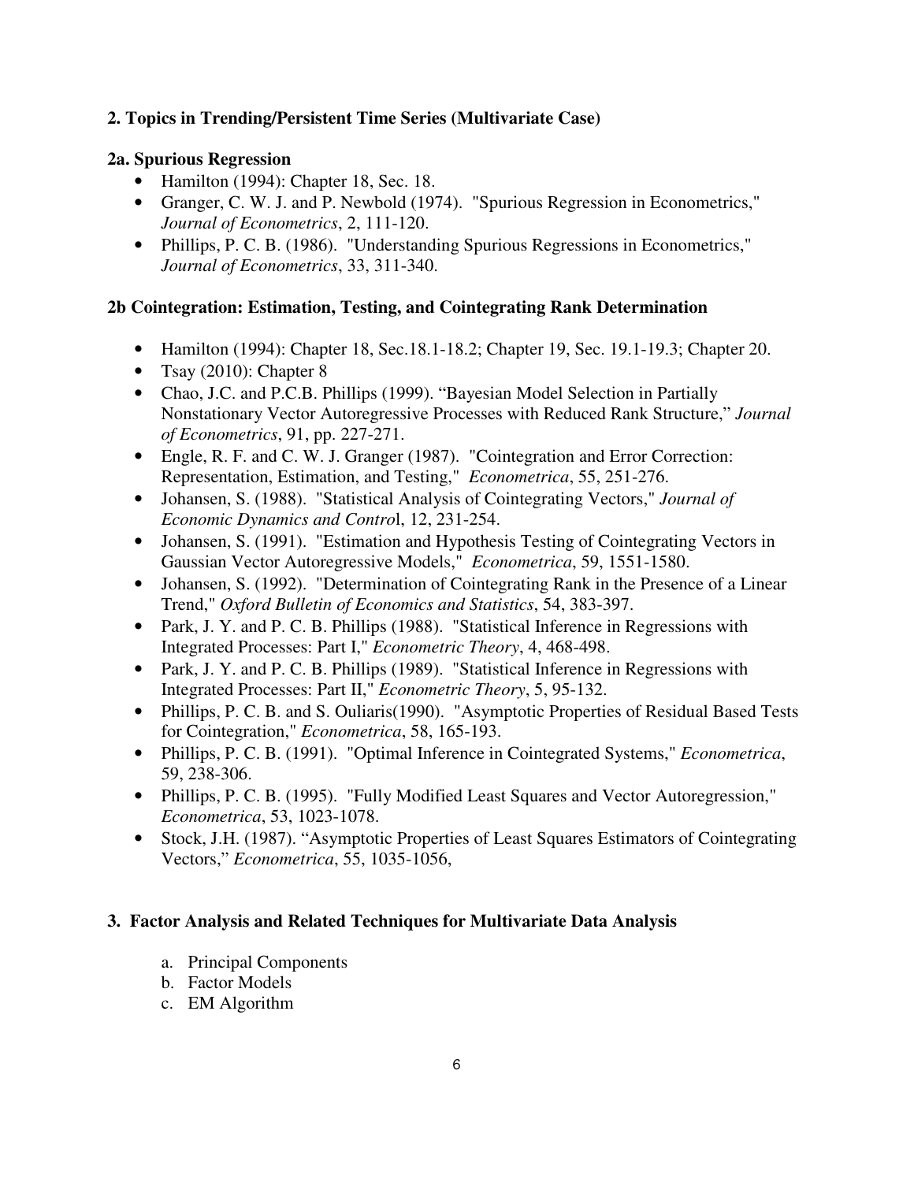### 2. Topics in Trending/Persistent Time Series (Multivariate Case)

#### 2a. Spurious Regression

- Hamilton (1994): Chapter 18, Sec. 18.
- Granger, C. W. J. and P. Newbold (1974). "Spurious Regression in Econometrics," *Journal of Econometrics*, 2, 111-120.
- Phillips, P. C. B. (1986). "Understanding Spurious Regressions in Econometrics," *Journal of Econometrics*, 33, 311-340.

#### 2b Cointegration: Estimation, Testing, and Cointegrating Rank Determination

- Hamilton (1994): Chapter 18, Sec.18.1-18.2; Chapter 19, Sec. 19.1-19.3; Chapter 20.
- Tsay (2010): Chapter 8
- Chao, J.C. and P.C.B. Phillips (1999). "Bayesian Model Selection in Partially Nonstationary Vector Autoregressive Processes with Reduced Rank Structure," *Journal of Econometrics*, 91, pp. 227-271.
- Engle, R. F. and C. W. J. Granger (1987). "Cointegration and Error Correction: Representation, Estimation, and Testing," *Econometrica*, 55, 251-276.
- Johansen, S. (1988). "Statistical Analysis of Cointegrating Vectors," *Journal of Economic Dynamics and Control*, 12, 231-254.
- Johansen, S. (1991). "Estimation and Hypothesis Testing of Cointegrating Vectors in Gaussian Vector Autoregressive Models," *Econometrica*, 59, 1551-1580.
- Johansen, S. (1992). "Determination of Cointegrating Rank in the Presence of a Linear Trend," *Oxford Bulletin of Economics and Statistics*, 54, 383-397.
- Park, J. Y. and P. C. B. Phillips (1988). "Statistical Inference in Regressions with Integrated Processes: Part I," *Econometric Theory*, 4, 468-498.
- Park, J. Y. and P. C. B. Phillips (1989). "Statistical Inference in Regressions with Integrated Processes: Part II," *Econometric Theory*, 5, 95-132.
- Phillips, P. C. B. and S. Ouliaris(1990). "Asymptotic Properties of Residual Based Tests for Cointegration," *Econometrica*, 58, 165-193.
- Phillips, P. C. B. (1991). "Optimal Inference in Cointegrated Systems," *Econometrica*, 59, 238-306.
- Phillips, P. C. B. (1995). "Fully Modified Least Squares and Vector Autoregression," *Econometrica*, 53, 1023-1078.
- Stock, J.H. (1987). "Asymptotic Properties of Least Squares Estimators of Cointegrating Vectors," *Econometrica*, 55, 1035-1056,

### 3. Factor Analysis and Related Techniques for Multivariate Data Analysis

a. Principal Components
b. Factor Models
c. EM Algorithm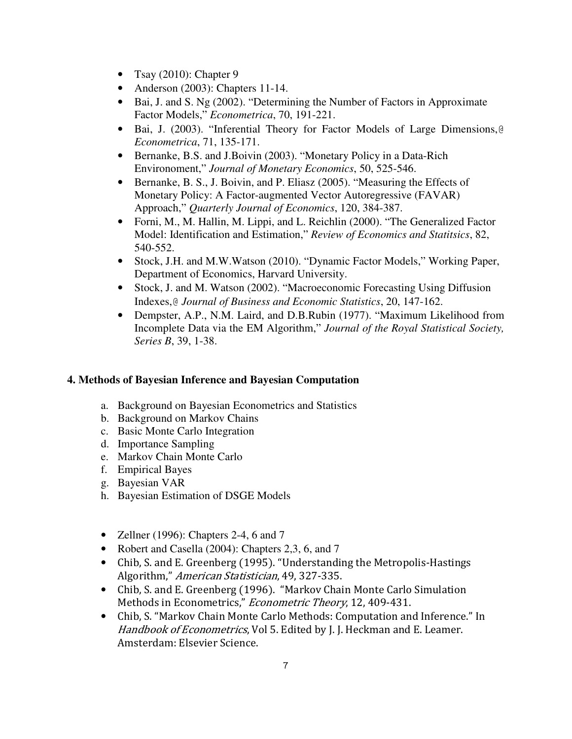- Tsay (2010): Chapter 9
- Anderson (2003): Chapters 11-14.
- Bai, J. and S. Ng (2002). "Determining the Number of Factors in Approximate Factor Models," *Econometrica*, 70, 191-221.
- Bai, J. (2003). "Inferential Theory for Factor Models of Large Dimensions,@ *Econometrica*, 71, 135-171.
- Bernanke, B.S. and J.Boivin (2003). "Monetary Policy in a Data-Rich Environoment," *Journal of Monetary Economics*, 50, 525-546.
- Bernanke, B. S., J. Boivin, and P. Eliasz (2005). "Measuring the Effects of Monetary Policy: A Factor-augmented Vector Autoregressive (FAVAR) Approach," *Quarterly Journal of Economics*, 120, 384-387.
- Forni, M., M. Hallin, M. Lippi, and L. Reichlin (2000). "The Generalized Factor Model: Identification and Estimation," *Review of Economics and Statitsics*, 82, 540-552.
- Stock, J.H. and M.W.Watson (2010). "Dynamic Factor Models," Working Paper, Department of Economics, Harvard University.
- Stock, J. and M. Watson (2002). "Macroeconomic Forecasting Using Diffusion Indexes,@ *Journal of Business and Economic Statistics*, 20, 147-162.
- Dempster, A.P., N.M. Laird, and D.B.Rubin (1977). "Maximum Likelihood from Incomplete Data via the EM Algorithm," *Journal of the Royal Statistical Society, Series B*, 39, 1-38.

## 4. Methods of Bayesian Inference and Bayesian Computation

a. Background on Bayesian Econometrics and Statistics
b. Background on Markov Chains
c. Basic Monte Carlo Integration
d. Importance Sampling
e. Markov Chain Monte Carlo
f. Empirical Bayes
g. Bayesian VAR
h. Bayesian Estimation of DSGE Models

- Zellner (1996): Chapters 2-4, 6 and 7
- Robert and Casella (2004): Chapters 2,3, 6, and 7
- Chib, S. and E. Greenberg (1995). "Understanding the Metropolis-Hastings Algorithm," *American Statistician*, 49, 327-335.
- Chib, S. and E. Greenberg (1996). "Markov Chain Monte Carlo Simulation Methods in Econometrics," *Econometric Theory*, 12, 409-431.
- Chib, S. "Markov Chain Monte Carlo Methods: Computation and Inference." In *Handbook of Econometrics*, Vol 5. Edited by J. J. Heckman and E. Leamer. Amsterdam: Elsevier Science.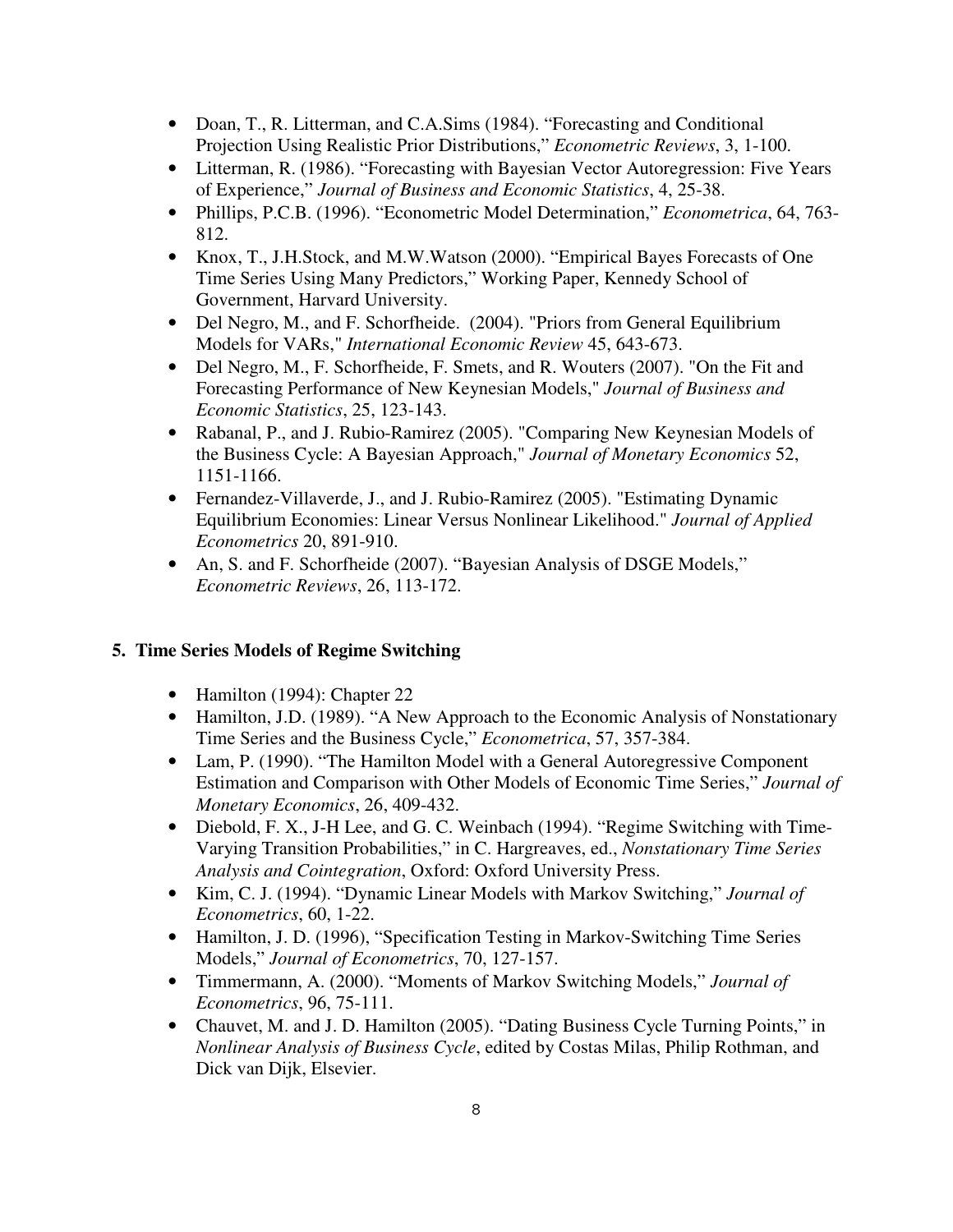- Doan, T., R. Litterman, and C.A.Sims (1984). "Forecasting and Conditional Projection Using Realistic Prior Distributions," *Econometric Reviews*, 3, 1-100.
- Litterman, R. (1986). "Forecasting with Bayesian Vector Autoregression: Five Years of Experience," *Journal of Business and Economic Statistics*, 4, 25-38.
- Phillips, P.C.B. (1996). "Econometric Model Determination," *Econometrica*, 64, 763-812.
- Knox, T., J.H.Stock, and M.W.Watson (2000). "Empirical Bayes Forecasts of One Time Series Using Many Predictors," Working Paper, Kennedy School of Government, Harvard University.
- Del Negro, M., and F. Schorfheide. (2004). "Priors from General Equilibrium Models for VARs," *International Economic Review* 45, 643-673.
- Del Negro, M., F. Schorfheide, F. Smets, and R. Wouters (2007). "On the Fit and Forecasting Performance of New Keynesian Models," *Journal of Business and Economic Statistics*, 25, 123-143.
- Rabanal, P., and J. Rubio-Ramirez (2005). "Comparing New Keynesian Models of the Business Cycle: A Bayesian Approach," *Journal of Monetary Economics* 52, 1151-1166.
- Fernandez-Villaverde, J., and J. Rubio-Ramirez (2005). "Estimating Dynamic Equilibrium Economies: Linear Versus Nonlinear Likelihood." *Journal of Applied Econometrics* 20, 891-910.
- An, S. and F. Schorfheide (2007). "Bayesian Analysis of DSGE Models," *Econometric Reviews*, 26, 113-172.

## 5. Time Series Models of Regime Switching

- Hamilton (1994): Chapter 22
- Hamilton, J.D. (1989). "A New Approach to the Economic Analysis of Nonstationary Time Series and the Business Cycle," *Econometrica*, 57, 357-384.
- Lam, P. (1990). "The Hamilton Model with a General Autoregressive Component Estimation and Comparison with Other Models of Economic Time Series," *Journal of Monetary Economics*, 26, 409-432.
- Diebold, F. X., J-H Lee, and G. C. Weinbach (1994). "Regime Switching with Time-Varying Transition Probabilities," in C. Hargreaves, ed., *Nonstationary Time Series Analysis and Cointegration*, Oxford: Oxford University Press.
- Kim, C. J. (1994). "Dynamic Linear Models with Markov Switching," *Journal of Econometrics*, 60, 1-22.
- Hamilton, J. D. (1996), "Specification Testing in Markov-Switching Time Series Models," *Journal of Econometrics*, 70, 127-157.
- Timmermann, A. (2000). "Moments of Markov Switching Models," *Journal of Econometrics*, 96, 75-111.
- Chauvet, M. and J. D. Hamilton (2005). "Dating Business Cycle Turning Points," in *Nonlinear Analysis of Business Cycle*, edited by Costas Milas, Philip Rothman, and Dick van Dijk, Elsevier.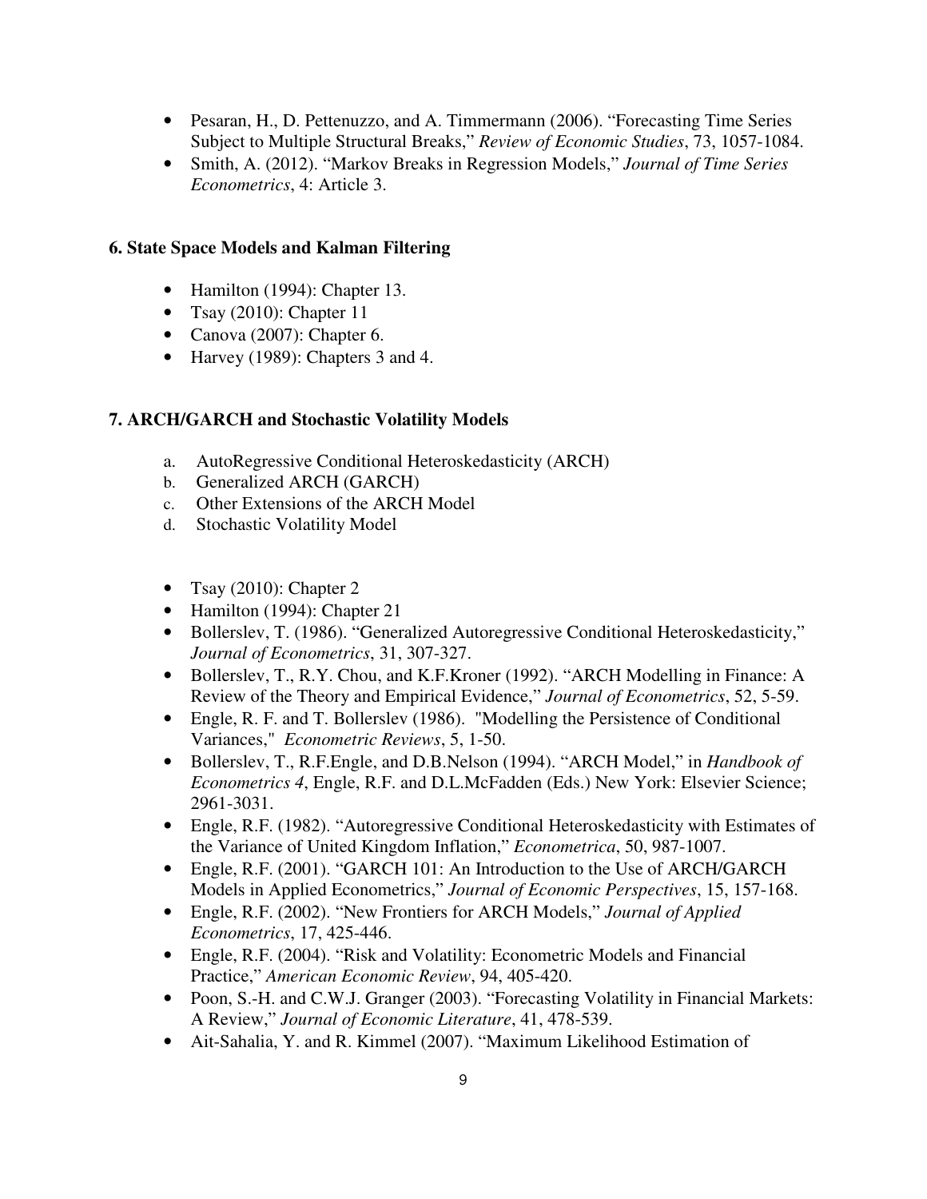- Pesaran, H., D. Pettenuzzo, and A. Timmermann (2006). "Forecasting Time Series Subject to Multiple Structural Breaks," *Review of Economic Studies*, 73, 1057-1084.
- Smith, A. (2012). "Markov Breaks in Regression Models," *Journal of Time Series Econometrics*, 4: Article 3.

**6. State Space Models and Kalman Filtering**

- Hamilton (1994): Chapter 13.
- Tsay (2010): Chapter 11
- Canova (2007): Chapter 6.
- Harvey (1989): Chapters 3 and 4.

**7. ARCH/GARCH and Stochastic Volatility Models**

a. AutoRegressive Conditional Heteroskedasticity (ARCH)
b. Generalized ARCH (GARCH)
c. Other Extensions of the ARCH Model
d. Stochastic Volatility Model

- Tsay (2010): Chapter 2
- Hamilton (1994): Chapter 21
- Bollerslev, T. (1986). "Generalized Autoregressive Conditional Heteroskedasticity," *Journal of Econometrics*, 31, 307-327.
- Bollerslev, T., R.Y. Chou, and K.F.Kroner (1992). "ARCH Modelling in Finance: A Review of the Theory and Empirical Evidence," *Journal of Econometrics*, 52, 5-59.
- Engle, R. F. and T. Bollerslev (1986). "Modelling the Persistence of Conditional Variances," *Econometric Reviews*, 5, 1-50.
- Bollerslev, T., R.F.Engle, and D.B.Nelson (1994). "ARCH Model," in *Handbook of Econometrics 4*, Engle, R.F. and D.L.McFadden (Eds.) New York: Elsevier Science; 2961-3031.
- Engle, R.F. (1982). "Autoregressive Conditional Heteroskedasticity with Estimates of the Variance of United Kingdom Inflation," *Econometrica*, 50, 987-1007.
- Engle, R.F. (2001). "GARCH 101: An Introduction to the Use of ARCH/GARCH Models in Applied Econometrics," *Journal of Economic Perspectives*, 15, 157-168.
- Engle, R.F. (2002). "New Frontiers for ARCH Models," *Journal of Applied Econometrics*, 17, 425-446.
- Engle, R.F. (2004). "Risk and Volatility: Econometric Models and Financial Practice," *American Economic Review*, 94, 405-420.
- Poon, S.-H. and C.W.J. Granger (2003). "Forecasting Volatility in Financial Markets: A Review," *Journal of Economic Literature*, 41, 478-539.
- Ait-Sahalia, Y. and R. Kimmel (2007). "Maximum Likelihood Estimation of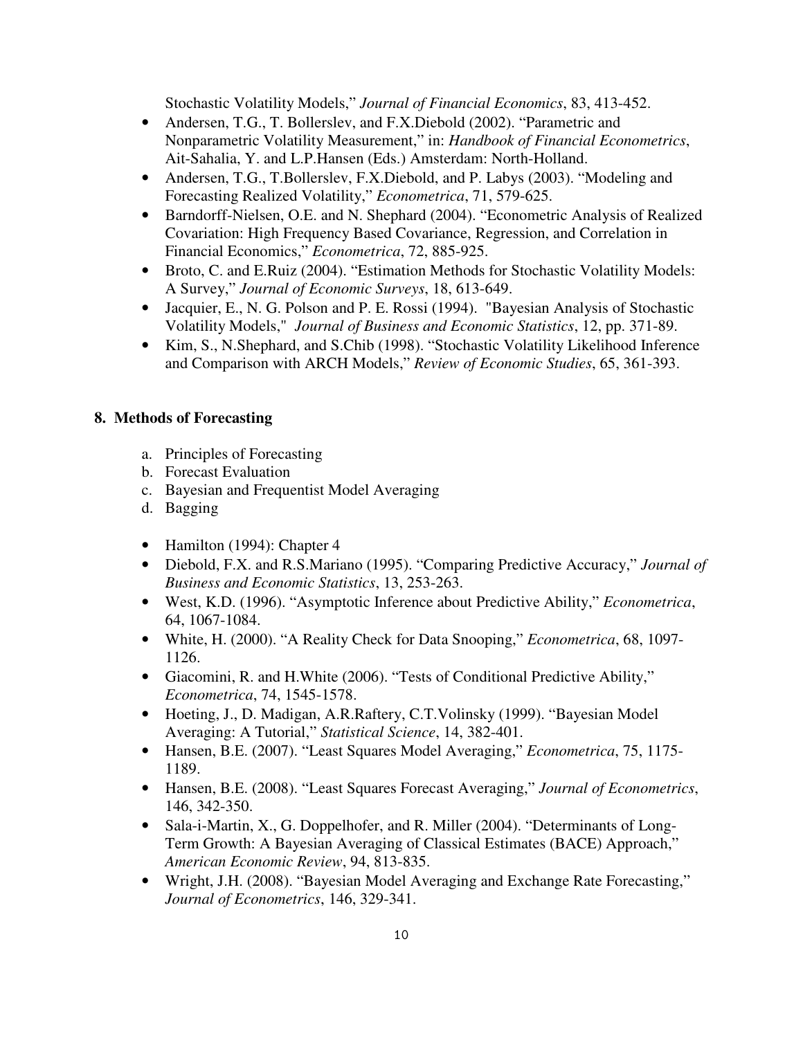Stochastic Volatility Models," *Journal of Financial Economics*, 83, 413-452.

- Andersen, T.G., T. Bollerslev, and F.X.Diebold (2002). "Parametric and Nonparametric Volatility Measurement," in: *Handbook of Financial Econometrics*, Ait-Sahalia, Y. and L.P.Hansen (Eds.) Amsterdam: North-Holland.
- Andersen, T.G., T.Bollerslev, F.X.Diebold, and P. Labys (2003). "Modeling and Forecasting Realized Volatility," *Econometrica*, 71, 579-625.
- Barndorff-Nielsen, O.E. and N. Shephard (2004). "Econometric Analysis of Realized Covariation: High Frequency Based Covariance, Regression, and Correlation in Financial Economics," *Econometrica*, 72, 885-925.
- Broto, C. and E.Ruiz (2004). "Estimation Methods for Stochastic Volatility Models: A Survey," *Journal of Economic Surveys*, 18, 613-649.
- Jacquier, E., N. G. Polson and P. E. Rossi (1994). "Bayesian Analysis of Stochastic Volatility Models," *Journal of Business and Economic Statistics*, 12, pp. 371-89.
- Kim, S., N.Shephard, and S.Chib (1998). "Stochastic Volatility Likelihood Inference and Comparison with ARCH Models," *Review of Economic Studies*, 65, 361-393.

## 8. Methods of Forecasting

a. Principles of Forecasting
b. Forecast Evaluation
c. Bayesian and Frequentist Model Averaging
d. Bagging

- Hamilton (1994): Chapter 4
- Diebold, F.X. and R.S.Mariano (1995). "Comparing Predictive Accuracy," *Journal of Business and Economic Statistics*, 13, 253-263.
- West, K.D. (1996). "Asymptotic Inference about Predictive Ability," *Econometrica*, 64, 1067-1084.
- White, H. (2000). "A Reality Check for Data Snooping," *Econometrica*, 68, 1097-1126.
- Giacomini, R. and H.White (2006). "Tests of Conditional Predictive Ability," *Econometrica*, 74, 1545-1578.
- Hoeting, J., D. Madigan, A.R.Raftery, C.T.Volinsky (1999). "Bayesian Model Averaging: A Tutorial," *Statistical Science*, 14, 382-401.
- Hansen, B.E. (2007). "Least Squares Model Averaging," *Econometrica*, 75, 1175-1189.
- Hansen, B.E. (2008). "Least Squares Forecast Averaging," *Journal of Econometrics*, 146, 342-350.
- Sala-i-Martin, X., G. Doppelhofer, and R. Miller (2004). "Determinants of Long-Term Growth: A Bayesian Averaging of Classical Estimates (BACE) Approach," *American Economic Review*, 94, 813-835.
- Wright, J.H. (2008). "Bayesian Model Averaging and Exchange Rate Forecasting," *Journal of Econometrics*, 146, 329-341.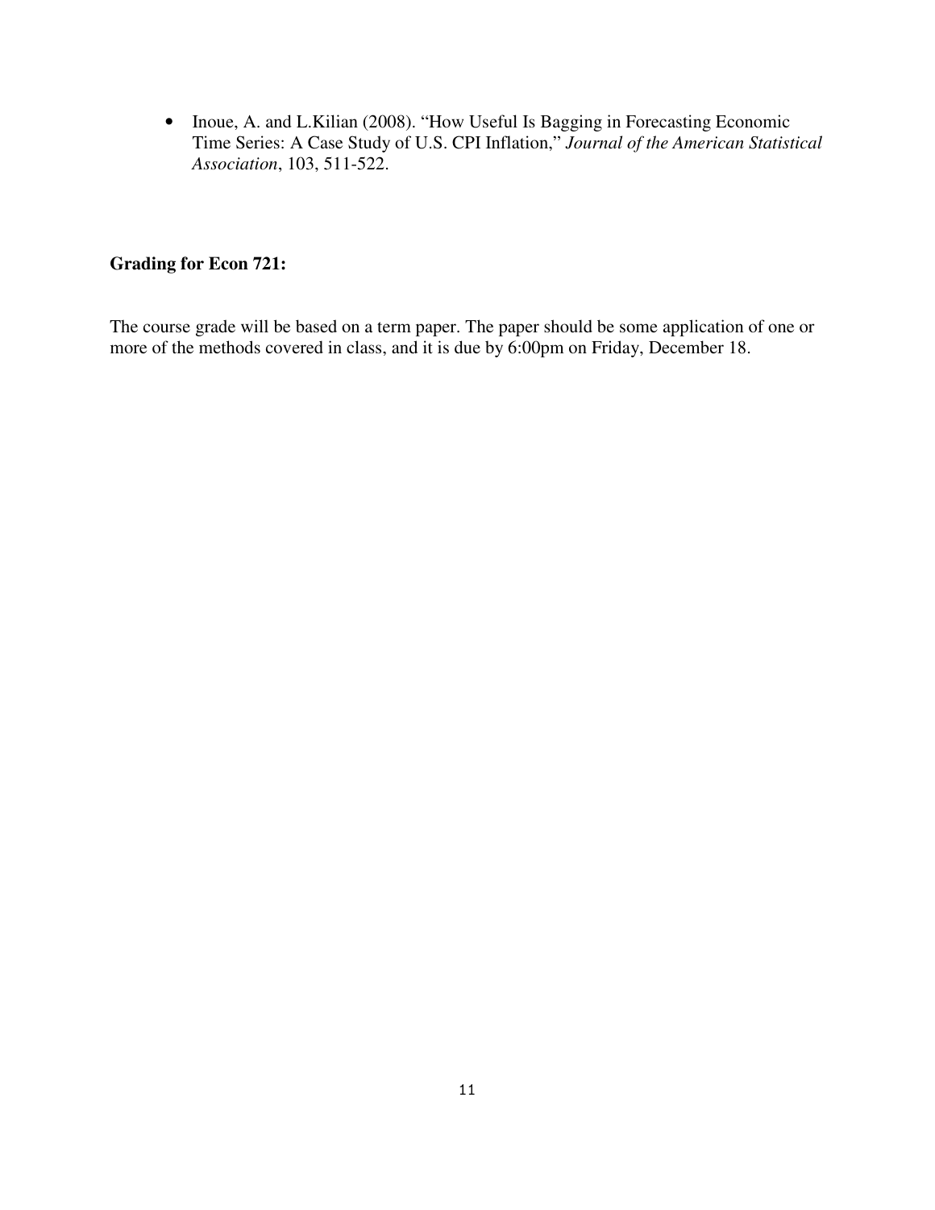- Inoue, A. and L.Kilian (2008). "How Useful Is Bagging in Forecasting Economic Time Series: A Case Study of U.S. CPI Inflation," *Journal of the American Statistical Association*, 103, 511-522.

**Grading for Econ 721:**

The course grade will be based on a term paper. The paper should be some application of one or more of the methods covered in class, and it is due by 6:00pm on Friday, December 18.